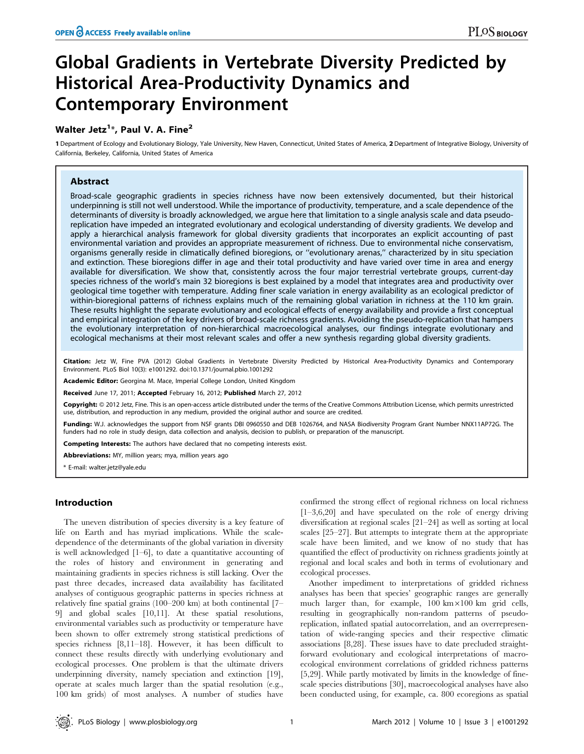# Global Gradients in Vertebrate Diversity Predicted by Historical Area-Productivity Dynamics and Contemporary Environment

**Walter Jetz[1]*, Paul V. A. Fine[2]**

**1** Department of Ecology and Evolutionary Biology, Yale University, New Haven, Connecticut, United States of America, **2** Department of Integrative Biology, University of California, Berkeley, California, United States of America

## Abstract

Broad-scale geographic gradients in species richness have now been extensively documented, but their historical underpinning is still not well understood. While the importance of productivity, temperature, and a scale dependence of the determinants of diversity is broadly acknowledged, we argue here that limitation to a single analysis scale and data pseudo-replication have impeded an integrated evolutionary and ecological understanding of diversity gradients. We develop and apply a hierarchical analysis framework for global diversity gradients that incorporates an explicit accounting of past environmental variation and provides an appropriate measurement of richness. Due to environmental niche conservatism, organisms generally reside in climatically defined bioregions, or ''evolutionary arenas,'' characterized by in situ speciation and extinction. These bioregions differ in age and their total productivity and have varied over time in area and energy available for diversification. We show that, consistently across the four major terrestrial vertebrate groups, current-day species richness of the world's main 32 bioregions is best explained by a model that integrates area and productivity over geological time together with temperature. Adding finer scale variation in energy availability as an ecological predictor of within-bioregional patterns of richness explains much of the remaining global variation in richness at the 110 km grain. These results highlight the separate evolutionary and ecological effects of energy availability and provide a first conceptual and empirical integration of the key drivers of broad-scale richness gradients. Avoiding the pseudo-replication that hampers the evolutionary interpretation of non-hierarchical macroecological analyses, our findings integrate evolutionary and ecological mechanisms at their most relevant scales and offer a new synthesis regarding global diversity gradients.

**Citation:** Jetz W, Fine PVA (2012) Global Gradients in Vertebrate Diversity Predicted by Historical Area-Productivity Dynamics and Contemporary Environment. PLoS Biol 10(3): e1001292. doi:10.1371/journal.pbio.1001292

**Academic Editor:** Georgina M. Mace, Imperial College London, United Kingdom

**Received** June 17, 2011; **Accepted** February 16, 2012; **Published** March 27, 2012

**Copyright:** © 2012 Jetz, Fine. This is an open-access article distributed under the terms of the Creative Commons Attribution License, which permits unrestricted use, distribution, and reproduction in any medium, provided the original author and source are credited.

**Funding:** W.J. acknowledges the support from NSF grants DBI 0960550 and DEB 1026764, and NASA Biodiversity Program Grant Number NNX11AP72G. The funders had no role in study design, data collection and analysis, decision to publish, or preparation of the manuscript.

**Competing Interests:** The authors have declared that no competing interests exist.

**Abbreviations:** MY, million years; mya, million years ago

* E-mail: walter.jetz@yale.edu

## Introduction

The uneven distribution of species diversity is a key feature of life on Earth and has myriad implications. While the scale-dependence of the determinants of the global variation in diversity is well acknowledged [1–6], to date a quantitative accounting of the roles of history and environment in generating and maintaining gradients in species richness is still lacking. Over the past three decades, increased data availability has facilitated analyses of contiguous geographic patterns in species richness at relatively fine spatial grains (100–200 km) at both continental [7–9] and global scales [10,11]. At these spatial resolutions, environmental variables such as productivity or temperature have been shown to offer extremely strong statistical predictions of species richness [8,11–18]. However, it has been difficult to connect these results directly with underlying evolutionary and ecological processes. One problem is that the ultimate drivers underpinning diversity, namely speciation and extinction [19], operate at scales much larger than the spatial resolution (e.g., 100 km grids) of most analyses. A number of studies have confirmed the strong effect of regional richness on local richness [1–3,6,20] and have speculated on the role of energy driving diversification at regional scales [21–24] as well as sorting at local scales [25–27]. But attempts to integrate them at the appropriate scale have been limited, and we know of no study that has quantified the effect of productivity on richness gradients jointly at regional and local scales and both in terms of evolutionary and ecological processes.

Another impediment to interpretations of gridded richness analyses has been that species' geographic ranges are generally much larger than, for example, 100 km×100 km grid cells, resulting in geographically non-random patterns of pseudo-replication, inflated spatial autocorrelation, and an overrepresentation of wide-ranging species and their respective climatic associations [8,28]. These issues have to date precluded straightforward evolutionary and ecological interpretations of macroecological environment correlations of gridded richness patterns [5,29]. While partly motivated by limits in the knowledge of fine-scale species distributions [30], macroecological analyses have also been conducted using, for example, ca. 800 ecoregions as spatial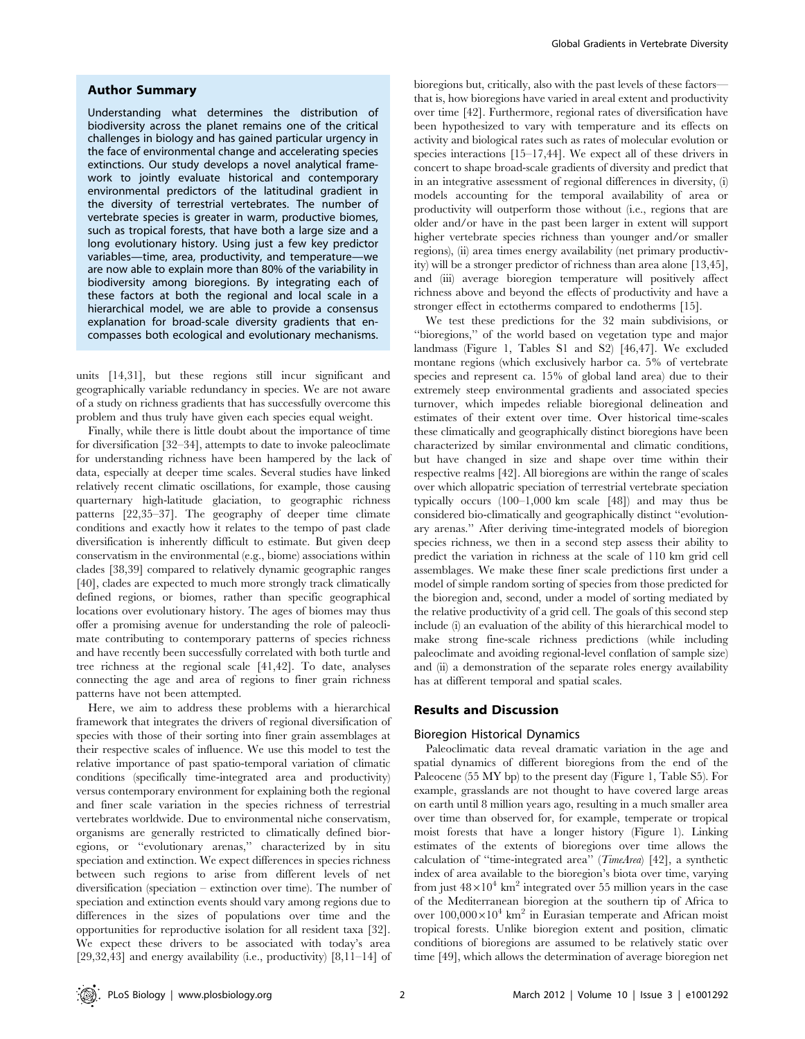## Author Summary

Understanding what determines the distribution of biodiversity across the planet remains one of the critical challenges in biology and has gained particular urgency in the face of environmental change and accelerating species extinctions. Our study develops a novel analytical framework to jointly evaluate historical and contemporary environmental predictors of the latitudinal gradient in the diversity of terrestrial vertebrates. The number of vertebrate species is greater in warm, productive biomes, such as tropical forests, that have both a large size and a long evolutionary history. Using just a few key predictor variables—time, area, productivity, and temperature—we are now able to explain more than 80% of the variability in biodiversity among bioregions. By integrating each of these factors at both the regional and local scale in a hierarchical model, we are able to provide a consensus explanation for broad-scale diversity gradients that encompasses both ecological and evolutionary mechanisms.

units [14,31], but these regions still incur significant and geographically variable redundancy in species. We are not aware of a study on richness gradients that has successfully overcome this problem and thus truly have given each species equal weight.

Finally, while there is little doubt about the importance of time for diversification [32–34], attempts to date to invoke paleoclimate for understanding richness have been hampered by the lack of data, especially at deeper time scales. Several studies have linked relatively recent climatic oscillations, for example, those causing quarternary high-latitude glaciation, to geographic richness patterns [22,35–37]. The geography of deeper time climate conditions and exactly how it relates to the tempo of past clade diversification is inherently difficult to estimate. But given deep conservatism in the environmental (e.g., biome) associations within clades [38,39] compared to relatively dynamic geographic ranges [40], clades are expected to much more strongly track climatically defined regions, or biomes, rather than specific geographical locations over evolutionary history. The ages of biomes may thus offer a promising avenue for understanding the role of paleoclimate contributing to contemporary patterns of species richness and have recently been successfully correlated with both turtle and tree richness at the regional scale [41,42]. To date, analyses connecting the age and area of regions to finer grain richness patterns have not been attempted.

Here, we aim to address these problems with a hierarchical framework that integrates the drivers of regional diversification of species with those of their sorting into finer grain assemblages at their respective scales of influence. We use this model to test the relative importance of past spatio-temporal variation of climatic conditions (specifically time-integrated area and productivity) versus contemporary environment for explaining both the regional and finer scale variation in the species richness of terrestrial vertebrates worldwide. Due to environmental niche conservatism, organisms are generally restricted to climatically defined bioregions, or "evolutionary arenas," characterized by in situ speciation and extinction. We expect differences in species richness between such regions to arise from different levels of net diversification (speciation – extinction over time). The number of speciation and extinction events should vary among regions due to differences in the sizes of populations over time and the opportunities for reproductive isolation for all resident taxa [32]. We expect these drivers to be associated with today's area [29,32,43] and energy availability (i.e., productivity) [8,11–14] of bioregions but, critically, also with the past levels of these factors—that is, how bioregions have varied in areal extent and productivity over time [42]. Furthermore, regional rates of diversification have been hypothesized to vary with temperature and its effects on activity and biological rates such as rates of molecular evolution or species interactions [15–17,44]. We expect all of these drivers in concert to shape broad-scale gradients of diversity and predict that in an integrative assessment of regional differences in diversity, (i) models accounting for the temporal availability of area or productivity will outperform those without (i.e., regions that are older and/or have in the past been larger in extent will support higher vertebrate species richness than younger and/or smaller regions), (ii) area times energy availability (net primary productivity) will be a stronger predictor of richness than area alone [13,45], and (iii) average bioregion temperature will positively affect richness above and beyond the effects of productivity and have a stronger effect in ectotherms compared to endotherms [15].

We test these predictions for the 32 main subdivisions, or "bioregions," of the world based on vegetation type and major landmass (Figure 1, Tables S1 and S2) [46,47]. We excluded montane regions (which exclusively harbor ca. 5% of vertebrate species and represent ca. 15% of global land area) due to their extremely steep environmental gradients and associated species turnover, which impedes reliable bioregional delineation and estimates of their extent over time. Over historical time-scales these climatically and geographically distinct bioregions have been characterized by similar environmental and climatic conditions, but have changed in size and shape over time within their respective realms [42]. All bioregions are within the range of scales over which allopatric speciation of terrestrial vertebrate speciation typically occurs (100–1,000 km scale [48]) and may thus be considered bio-climatically and geographically distinct "evolutionary arenas." After deriving time-integrated models of bioregion species richness, we then in a second step assess their ability to predict the variation in richness at the scale of 110 km grid cell assemblages. We make these finer scale predictions first under a model of simple random sorting of species from those predicted for the bioregion and, second, under a model of sorting mediated by the relative productivity of a grid cell. The goals of this second step include (i) an evaluation of the ability of this hierarchical model to make strong fine-scale richness predictions (while including paleoclimate and avoiding regional-level conflation of sample size) and (ii) a demonstration of the separate roles energy availability has at different temporal and spatial scales.

## Results and Discussion

### Bioregion Historical Dynamics

Paleoclimatic data reveal dramatic variation in the age and spatial dynamics of different bioregions from the end of the Paleocene (55 MY bp) to the present day (Figure 1, Table S5). For example, grasslands are not thought to have covered large areas on earth until 8 million years ago, resulting in a much smaller area over time than observed for, for example, temperate or tropical moist forests that have a longer history (Figure 1). Linking estimates of the extents of bioregions over time allows the calculation of "time-integrated area" (*TimeArea*) [42], a synthetic index of area available to the bioregion's biota over time, varying from just $48 \times 10^4$ km$^2$ integrated over 55 million years in the case of the Mediterranean bioregion at the southern tip of Africa to over $100{,}000 \times 10^4$ km$^2$ in Eurasian temperate and African moist tropical forests. Unlike bioregion extent and position, climatic conditions of bioregions are assumed to be relatively static over time [49], which allows the determination of average bioregion net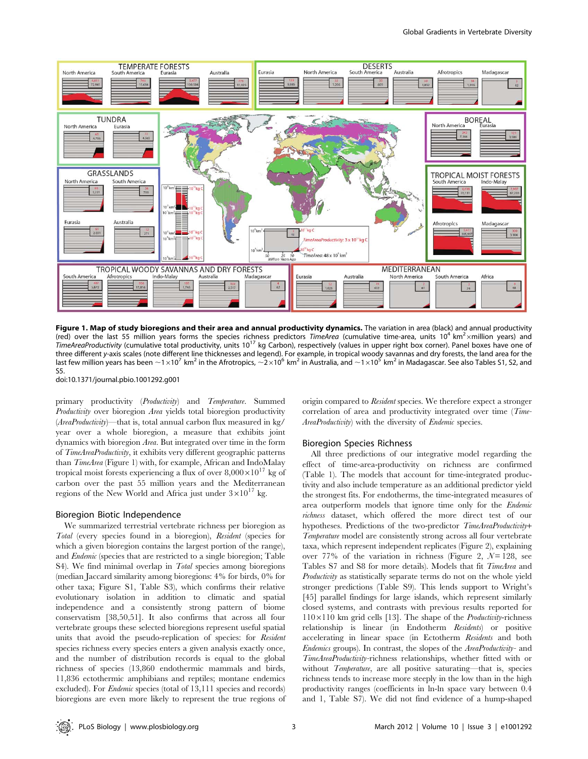**Figure 1. Map of study bioregions and their area and annual productivity dynamics.** The variation in area (black) and annual productivity (red) over the last 55 million years forms the species richness predictors *TimeArea* (cumulative time-area, units $10^4$ km$^2$×million years) and *TimeAreaProductivity* (cumulative total productivity, units $10^{17}$ kg Carbon), respectively (values in upper right box corner). Panel boxes have one of three different y-axis scales (note different line thicknesses and legend). For example, in tropical woody savannas and dry forests, the land area for the last few million years has been ~$1\times10^7$ km$^2$ in the Afrotropics, ~$2\times10^6$ km$^2$ in Australia, and ~$1\times10^5$ km$^2$ in Madagascar. See also Tables S1, S2, and S5.
doi:10.1371/journal.pbio.1001292.g001

primary productivity (*Productivity*) and *Temperature*. Summed *Productivity* over bioregion *Area* yields total bioregion productivity (*AreaProductivity*)—that is, total annual carbon flux measured in kg/year over a whole bioregion, a measure that exhibits joint dynamics with bioregion *Area*. But integrated over time in the form of *TimeAreaProductivity*, it exhibits very different geographic patterns than *TimeArea* (Figure 1) with, for example, African and IndoMalay tropical moist forests experiencing a flux of over $8{,}000\times10^{17}$ kg of carbon over the past 55 million years and the Mediterranean regions of the New World and Africa just under $3\times10^{17}$ kg.

## Bioregion Biotic Independence

We summarized terrestrial vertebrate richness per bioregion as *Total* (every species found in a bioregion), *Resident* (species for which a given bioregion contains the largest portion of the range), and *Endemic* (species that are restricted to a single bioregion; Table S4). We find minimal overlap in *Total* species among bioregions (median Jaccard similarity among bioregions: 4% for birds, 0% for other taxa; Figure S1, Table S3), which confirms their relative evolutionary isolation in addition to climatic and spatial independence and a consistently strong pattern of biome conservatism [38,50,51]. It also confirms that across all four vertebrate groups these selected bioregions represent useful spatial units that avoid the pseudo-replication of species: for *Resident* species richness every species enters a given analysis exactly once, and the number of distribution records is equal to the global richness of species (13,860 endothermic mammals and birds, 11,836 ectothermic amphibians and reptiles; montane endemics excluded). For *Endemic* species (total of 13,111 species and records) bioregions are even more likely to represent the true regions of origin compared to *Resident* species. We therefore expect a stronger correlation of area and productivity integrated over time (*TimeAreaProductivity*) with the diversity of *Endemic* species.

## Bioregion Species Richness

All three predictions of our integrative model regarding the effect of time-area-productivity on richness are confirmed (Table 1). The models that account for time-integrated productivity and also include temperature as an additional predictor yield the strongest fits. For endotherms, the time-integrated measures of area outperform models that ignore time only for the *Endemic richness* dataset, which offered the more direct test of our hypotheses. Predictions of the two-predictor *TimeAreaProductivity*+*Temperature* model are consistently strong across all four vertebrate taxa, which represent independent replicates (Figure 2), explaining over 77% of the variation in richness (Figure 2, $N = 128$, see Tables S7 and S8 for more details). Models that fit *TimeArea* and *Productivity* as statistically separate terms do not on the whole yield stronger predictions (Table S9). This lends support to Wright's [45] parallel findings for large islands, which represent similarly closed systems, and contrasts with previous results reported for 110×110 km grid cells [13]. The shape of the *Productivity*-richness relationship is linear (in Endotherm *Residents*) or positive accelerating in linear space (in Ectotherm *Residents* and both *Endemics* groups). In contrast, the slopes of the *AreaProductivity*- and *TimeAreaProductivity*-richness relationships, whether fitted with or without *Temperature*, are all positive saturating—that is, species richness tends to increase more steeply in the low than in the high productivity ranges (coefficients in ln-ln space vary between 0.4 and 1, Table S7). We did not find evidence of a hump-shaped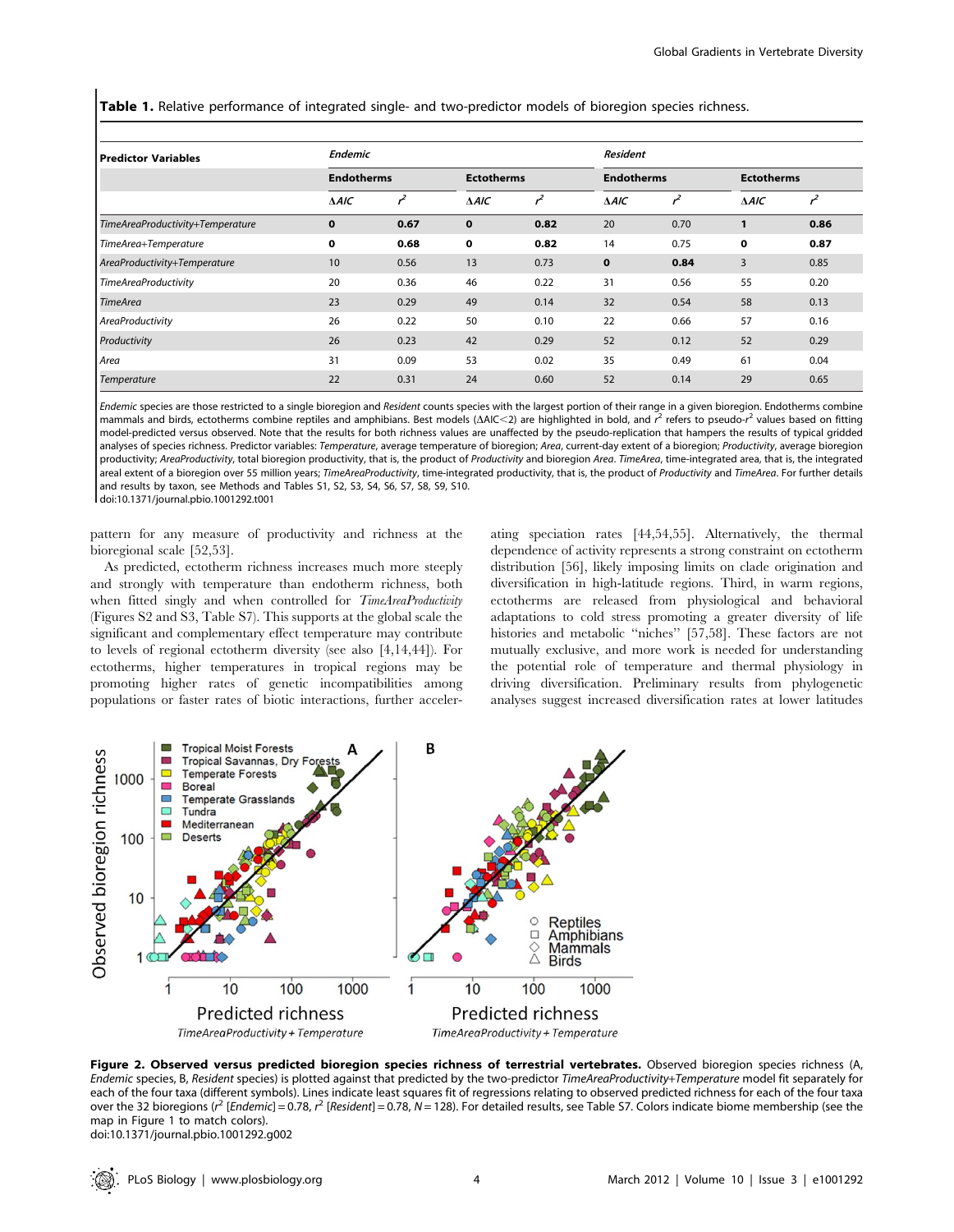**Table 1.** Relative performance of integrated single- and two-predictor models of bioregion species richness.

| Predictor Variables | *Endemic* | | | | *Resident* | | | |
|---|---|---|---|---|---|---|---|---|
| | **Endotherms** | | **Ectotherms** | | **Endotherms** | | **Ectotherms** | |
| | *ΔAIC* | $r^2$ | *ΔAIC* | $r^2$ | *ΔAIC* | $r^2$ | *ΔAIC* | $r^2$ |
| *TimeAreaProductivity+Temperature* | **0** | **0.67** | **0** | **0.82** | 20 | 0.70 | **1** | **0.86** |
| *TimeArea+Temperature* | **0** | **0.68** | **0** | **0.82** | 14 | 0.75 | **0** | **0.87** |
| *AreaProductivity+Temperature* | 10 | 0.56 | 13 | 0.73 | **0** | **0.84** | 3 | 0.85 |
| *TimeAreaProductivity* | 20 | 0.36 | 46 | 0.22 | 31 | 0.56 | 55 | 0.20 |
| *TimeArea* | 23 | 0.29 | 49 | 0.14 | 32 | 0.54 | 58 | 0.13 |
| *AreaProductivity* | 26 | 0.22 | 50 | 0.10 | 22 | 0.66 | 57 | 0.16 |
| *Productivity* | 26 | 0.23 | 42 | 0.29 | 52 | 0.12 | 52 | 0.29 |
| *Area* | 31 | 0.09 | 53 | 0.02 | 35 | 0.49 | 61 | 0.04 |
| *Temperature* | 22 | 0.31 | 24 | 0.60 | 52 | 0.14 | 29 | 0.65 |

*Endemic* species are those restricted to a single bioregion and *Resident* counts species with the largest portion of their range in a given bioregion. Endotherms combine mammals and birds, ectotherms combine reptiles and amphibians. Best models (ΔAIC<2) are highlighted in bold, and $r^2$ refers to pseudo-$r^2$ values based on fitting model-predicted versus observed. Note that the results for both richness values are unaffected by the pseudo-replication that hampers the results of typical gridded analyses of species richness. Predictor variables: *Temperature*, average temperature of bioregion; *Area*, current-day extent of a bioregion; *Productivity*, average bioregion productivity; *AreaProductivity*, total bioregion productivity, that is, the product of *Productivity* and bioregion *Area*. *TimeArea*, time-integrated area, that is, the integrated areal extent of a bioregion over 55 million years; *TimeAreaProductivity*, time-integrated productivity, that is, the product of *Productivity* and *TimeArea*. For further details and results by taxon, see Methods and Tables S1, S2, S3, S4, S6, S7, S8, S9, S10.
doi:10.1371/journal.pbio.1001292.t001

pattern for any measure of productivity and richness at the bioregional scale [52,53].

As predicted, ectotherm richness increases much more steeply and strongly with temperature than endotherm richness, both when fitted singly and when controlled for *TimeAreaProductivity* (Figures S2 and S3, Table S7). This supports at the global scale the significant and complementary effect temperature may contribute to levels of regional ectotherm diversity (see also [4,14,44]). For ectotherms, higher temperatures in tropical regions may be promoting higher rates of genetic incompatibilities among populations or faster rates of biotic interactions, further accelerating speciation rates [44,54,55]. Alternatively, the thermal dependence of activity represents a strong constraint on ectotherm distribution [56], likely imposing limits on clade origination and diversification in high-latitude regions. Third, in warm regions, ectotherms are released from physiological and behavioral adaptations to cold stress promoting a greater diversity of life histories and metabolic "niches" [57,58]. These factors are not mutually exclusive, and more work is needed for understanding the potential role of temperature and thermal physiology in driving diversification. Preliminary results from phylogenetic analyses suggest increased diversification rates at lower latitudes

**Figure 2. Observed versus predicted bioregion species richness of terrestrial vertebrates.** Observed bioregion species richness (A, *Endemic* species, B, *Resident* species) is plotted against that predicted by the two-predictor *TimeAreaProductivity+Temperature* model fit separately for each of the four taxa (different symbols). Lines indicate least squares fit of regressions relating to observed predicted richness for each of the four taxa over the 32 bioregions ($r^2$ [*Endemic*] = 0.78, $r^2$ [*Resident*] = 0.78, $N$ = 128). For detailed results, see Table S7. Colors indicate biome membership (see the map in Figure 1 to match colors).
doi:10.1371/journal.pbio.1001292.g002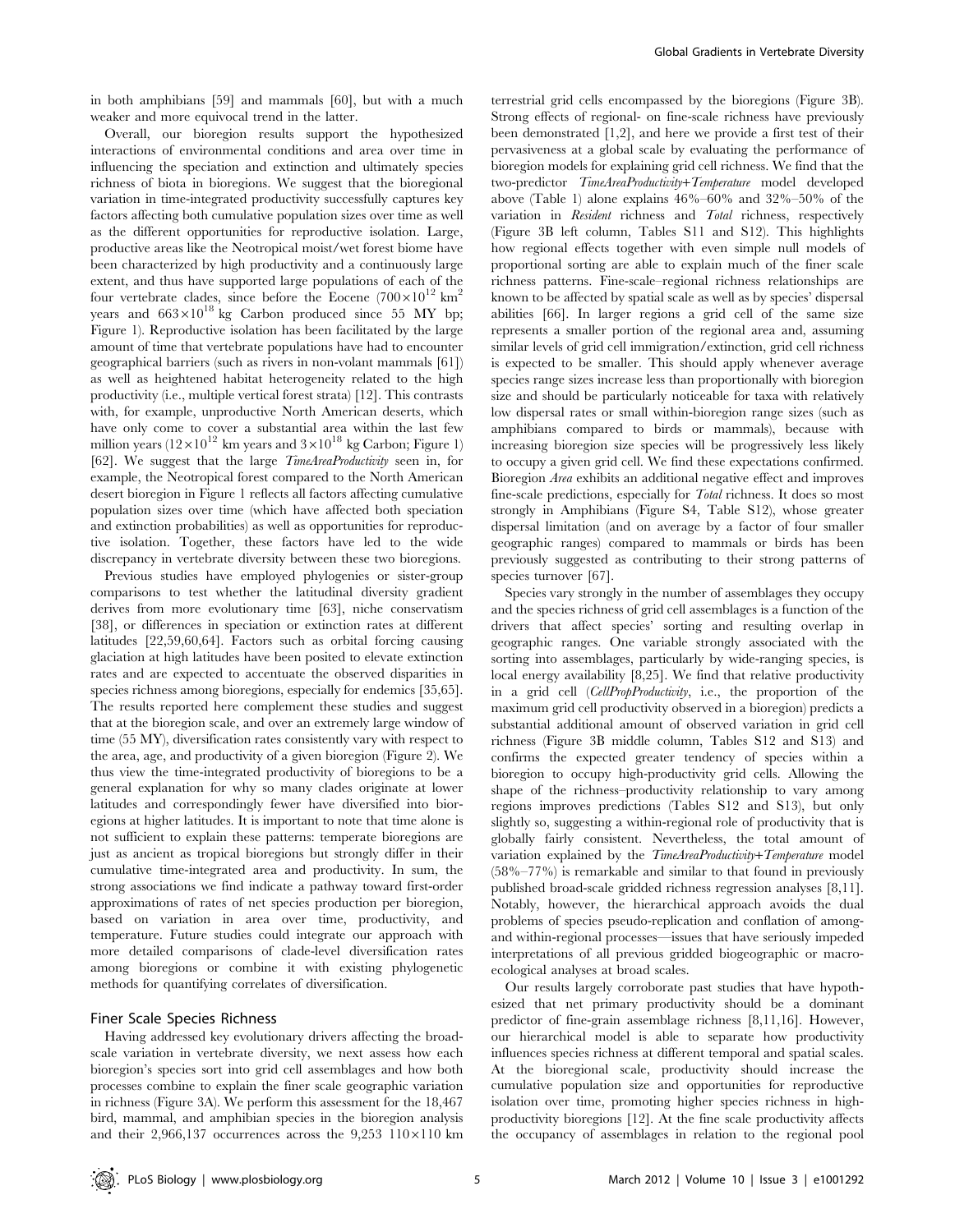in both amphibians [59] and mammals [60], but with a much weaker and more equivocal trend in the latter.

Overall, our bioregion results support the hypothesized interactions of environmental conditions and area over time in influencing the speciation and extinction and ultimately species richness of biota in bioregions. We suggest that the bioregional variation in time-integrated productivity successfully captures key factors affecting both cumulative population sizes over time as well as the different opportunities for reproductive isolation. Large, productive areas like the Neotropical moist/wet forest biome have been characterized by high productivity and a continuously large extent, and thus have supported large populations of each of the four vertebrate clades, since before the Eocene ($700\times10^{12}$ km$^2$ years and $663\times10^{18}$ kg Carbon produced since 55 MY bp; Figure 1). Reproductive isolation has been facilitated by the large amount of time that vertebrate populations have had to encounter geographical barriers (such as rivers in non-volant mammals [61]) as well as heightened habitat heterogeneity related to the high productivity (i.e., multiple vertical forest strata) [12]. This contrasts with, for example, unproductive North American deserts, which have only come to cover a substantial area within the last few million years ($12\times10^{12}$ km years and $3\times10^{18}$ kg Carbon; Figure 1) [62]. We suggest that the large *TimeAreaProductivity* seen in, for example, the Neotropical forest compared to the North American desert bioregion in Figure 1 reflects all factors affecting cumulative population sizes over time (which have affected both speciation and extinction probabilities) as well as opportunities for reproductive isolation. Together, these factors have led to the wide discrepancy in vertebrate diversity between these two bioregions.

Previous studies have employed phylogenies or sister-group comparisons to test whether the latitudinal diversity gradient derives from more evolutionary time [63], niche conservatism [38], or differences in speciation or extinction rates at different latitudes [22,59,60,64]. Factors such as orbital forcing causing glaciation at high latitudes have been posited to elevate extinction rates and are expected to accentuate the observed disparities in species richness among bioregions, especially for endemics [35,65]. The results reported here complement these studies and suggest that at the bioregion scale, and over an extremely large window of time (55 MY), diversification rates consistently vary with respect to the area, age, and productivity of a given bioregion (Figure 2). We thus view the time-integrated productivity of bioregions to be a general explanation for why so many clades originate at lower latitudes and correspondingly fewer have diversified into bioregions at higher latitudes. It is important to note that time alone is not sufficient to explain these patterns: temperate bioregions are just as ancient as tropical bioregions but strongly differ in their cumulative time-integrated area and productivity. In sum, the strong associations we find indicate a pathway toward first-order approximations of rates of net species production per bioregion, based on variation in area over time, productivity, and temperature. Future studies could integrate our approach with more detailed comparisons of clade-level diversification rates among bioregions or combine it with existing phylogenetic methods for quantifying correlates of diversification.

## Finer Scale Species Richness

Having addressed key evolutionary drivers affecting the broad-scale variation in vertebrate diversity, we next assess how each bioregion's species sort into grid cell assemblages and how both processes combine to explain the finer scale geographic variation in richness (Figure 3A). We perform this assessment for the 18,467 bird, mammal, and amphibian species in the bioregion analysis and their 2,966,137 occurrences across the 9,253 $110\times110$ km terrestrial grid cells encompassed by the bioregions (Figure 3B). Strong effects of regional- on fine-scale richness have previously been demonstrated [1,2], and here we provide a first test of their pervasiveness at a global scale by evaluating the performance of bioregion models for explaining grid cell richness. We find that the two-predictor *TimeAreaProductivity+Temperature* model developed above (Table 1) alone explains 46%–60% and 32%–50% of the variation in *Resident* richness and *Total* richness, respectively (Figure 3B left column, Tables S11 and S12). This highlights how regional effects together with even simple null models of proportional sorting are able to explain much of the finer scale richness patterns. Fine-scale–regional richness relationships are known to be affected by spatial scale as well as by species' dispersal abilities [66]. In larger regions a grid cell of the same size represents a smaller portion of the regional area and, assuming similar levels of grid cell immigration/extinction, grid cell richness is expected to be smaller. This should apply whenever average species range sizes increase less than proportionally with bioregion size and should be particularly noticeable for taxa with relatively low dispersal rates or small within-bioregion range sizes (such as amphibians compared to birds or mammals), because with increasing bioregion size species will be progressively less likely to occupy a given grid cell. We find these expectations confirmed. Bioregion *Area* exhibits an additional negative effect and improves fine-scale predictions, especially for *Total* richness. It does so most strongly in Amphibians (Figure S4, Table S12), whose greater dispersal limitation (and on average by a factor of four smaller geographic ranges) compared to mammals or birds has been previously suggested as contributing to their strong patterns of species turnover [67].

Species vary strongly in the number of assemblages they occupy and the species richness of grid cell assemblages is a function of the drivers that affect species' sorting and resulting overlap in geographic ranges. One variable strongly associated with the sorting into assemblages, particularly by wide-ranging species, is local energy availability [8,25]. We find that relative productivity in a grid cell (*CellPropProductivity*, i.e., the proportion of the maximum grid cell productivity observed in a bioregion) predicts a substantial additional amount of observed variation in grid cell richness (Figure 3B middle column, Tables S12 and S13) and confirms the expected greater tendency of species within a bioregion to occupy high-productivity grid cells. Allowing the shape of the richness–productivity relationship to vary among regions improves predictions (Tables S12 and S13), but only slightly so, suggesting a within-regional role of productivity that is globally fairly consistent. Nevertheless, the total amount of variation explained by the *TimeAreaProductivity+Temperature* model (58%–77%) is remarkable and similar to that found in previously published broad-scale gridded richness regression analyses [8,11]. Notably, however, the hierarchical approach avoids the dual problems of species pseudo-replication and conflation of among- and within-regional processes—issues that have seriously impeded interpretations of all previous gridded biogeographic or macroecological analyses at broad scales.

Our results largely corroborate past studies that have hypothesized that net primary productivity should be a dominant predictor of fine-grain assemblage richness [8,11,16]. However, our hierarchical model is able to separate how productivity influences species richness at different temporal and spatial scales. At the bioregional scale, productivity should increase the cumulative population size and opportunities for reproductive isolation over time, promoting higher species richness in high-productivity bioregions [12]. At the fine scale productivity affects the occupancy of assemblages in relation to the regional pool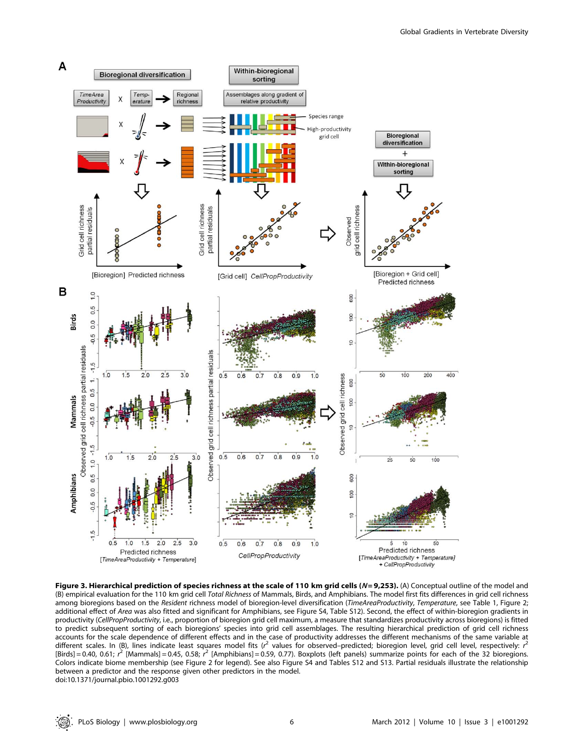**Figure 3. Hierarchical prediction of species richness at the scale of 110 km grid cells (*N* = 9,253).** (A) Conceptual outline of the model and (B) empirical evaluation for the 110 km grid cell *Total Richness* of Mammals, Birds, and Amphibians. The model first fits differences in grid cell richness among bioregions based on the *Resident* richness model of bioregion-level diversification (*TimeAreaProductivity*, *Temperature*, see Table 1, Figure 2; additional effect of *Area* was also fitted and significant for Amphibians, see Figure S4, Table S12). Second, the effect of within-bioregion gradients in productivity (*CellPropProductivity*, i.e., proportion of bioregion grid cell maximum, a measure that standardizes productivity across bioregions) is fitted to predict subsequent sorting of each bioregions' species into grid cell assemblages. The resulting hierarchical prediction of grid cell richness accounts for the scale dependence of different effects and in the case of productivity addresses the different mechanisms of the same variable at different scales. In (B), lines indicate least squares model fits ($r^2$ values for observed–predicted; bioregion level, grid cell level, respectively: $r^2$ [Birds] = 0.40, 0.61; $r^2$ [Mammals] = 0.45, 0.58; $r^2$ [Amphibians] = 0.59, 0.77). Boxplots (left panels) summarize points for each of the 32 bioregions. Colors indicate biome membership (see Figure 2 for legend). See also Figure S4 and Tables S12 and S13. Partial residuals illustrate the relationship between a predictor and the response given other predictors in the model.
doi:10.1371/journal.pbio.1001292.g003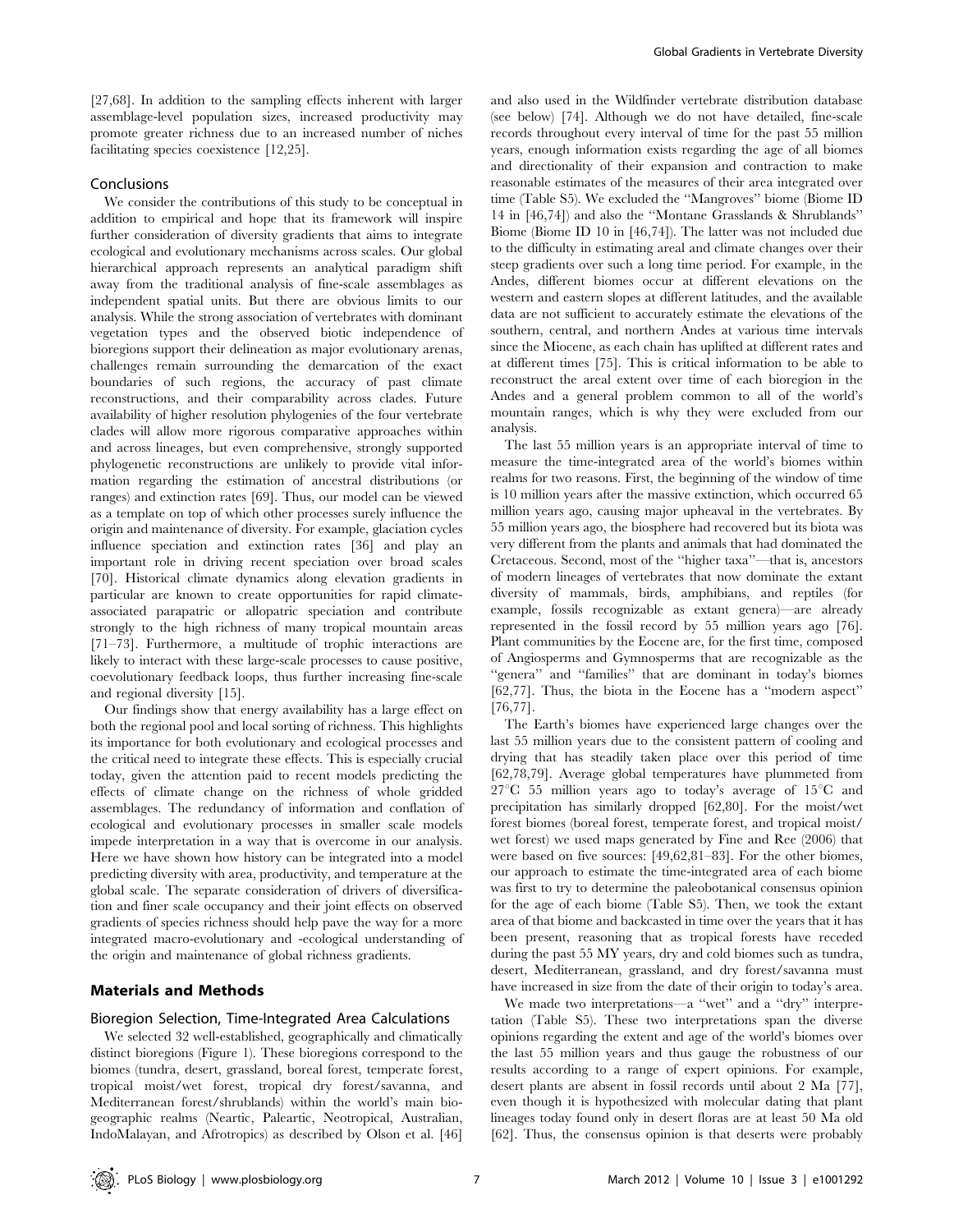[27,68]. In addition to the sampling effects inherent with larger assemblage-level population sizes, increased productivity may promote greater richness due to an increased number of niches facilitating species coexistence [12,25].

## Conclusions

We consider the contributions of this study to be conceptual in addition to empirical and hope that its framework will inspire further consideration of diversity gradients that aims to integrate ecological and evolutionary mechanisms across scales. Our global hierarchical approach represents an analytical paradigm shift away from the traditional analysis of fine-scale assemblages as independent spatial units. But there are obvious limits to our analysis. While the strong association of vertebrates with dominant vegetation types and the observed biotic independence of bioregions support their delineation as major evolutionary arenas, challenges remain surrounding the demarcation of the exact boundaries of such regions, the accuracy of past climate reconstructions, and their comparability across clades. Future availability of higher resolution phylogenies of the four vertebrate clades will allow more rigorous comparative approaches within and across lineages, but even comprehensive, strongly supported phylogenetic reconstructions are unlikely to provide vital information regarding the estimation of ancestral distributions (or ranges) and extinction rates [69]. Thus, our model can be viewed as a template on top of which other processes surely influence the origin and maintenance of diversity. For example, glaciation cycles influence speciation and extinction rates [36] and play an important role in driving recent speciation over broad scales [70]. Historical climate dynamics along elevation gradients in particular are known to create opportunities for rapid climate-associated parapatric or allopatric speciation and contribute strongly to the high richness of many tropical mountain areas [71–73]. Furthermore, a multitude of trophic interactions are likely to interact with these large-scale processes to cause positive, coevolutionary feedback loops, thus further increasing fine-scale and regional diversity [15].

Our findings show that energy availability has a large effect on both the regional pool and local sorting of richness. This highlights its importance for both evolutionary and ecological processes and the critical need to integrate these effects. This is especially crucial today, given the attention paid to recent models predicting the effects of climate change on the richness of whole gridded assemblages. The redundancy of information and conflation of ecological and evolutionary processes in smaller scale models impede interpretation in a way that is overcome in our analysis. Here we have shown how history can be integrated into a model predicting diversity with area, productivity, and temperature at the global scale. The separate consideration of drivers of diversification and finer scale occupancy and their joint effects on observed gradients of species richness should help pave the way for a more integrated macro-evolutionary and -ecological understanding of the origin and maintenance of global richness gradients.

# Materials and Methods

## Bioregion Selection, Time-Integrated Area Calculations

We selected 32 well-established, geographically and climatically distinct bioregions (Figure 1). These bioregions correspond to the biomes (tundra, desert, grassland, boreal forest, temperate forest, tropical moist/wet forest, tropical dry forest/savanna, and Mediterranean forest/shrublands) within the world's main biogeographic realms (Neartic, Paleartic, Neotropical, Australian, IndoMalayan, and Afrotropics) as described by Olson et al. [46] and also used in the Wildfinder vertebrate distribution database (see below) [74]. Although we do not have detailed, fine-scale records throughout every interval of time for the past 55 million years, enough information exists regarding the age of all biomes and directionality of their expansion and contraction to make reasonable estimates of the measures of their area integrated over time (Table S5). We excluded the ''Mangroves'' biome (Biome ID 14 in [46,74]) and also the ''Montane Grasslands & Shrublands'' Biome (Biome ID 10 in [46,74]). The latter was not included due to the difficulty in estimating areal and climate changes over their steep gradients over such a long time period. For example, in the Andes, different biomes occur at different elevations on the western and eastern slopes at different latitudes, and the available data are not sufficient to accurately estimate the elevations of the southern, central, and northern Andes at various time intervals since the Miocene, as each chain has uplifted at different rates and at different times [75]. This is critical information to be able to reconstruct the areal extent over time of each bioregion in the Andes and a general problem common to all of the world's mountain ranges, which is why they were excluded from our analysis.

The last 55 million years is an appropriate interval of time to measure the time-integrated area of the world's biomes within realms for two reasons. First, the beginning of the window of time is 10 million years after the massive extinction, which occurred 65 million years ago, causing major upheaval in the vertebrates. By 55 million years ago, the biosphere had recovered but its biota was very different from the plants and animals that had dominated the Cretaceous. Second, most of the ''higher taxa''—that is, ancestors of modern lineages of vertebrates that now dominate the extant diversity of mammals, birds, amphibians, and reptiles (for example, fossils recognizable as extant genera)—are already represented in the fossil record by 55 million years ago [76]. Plant communities by the Eocene are, for the first time, composed of Angiosperms and Gymnosperms that are recognizable as the ''genera'' and ''families'' that are dominant in today's biomes [62,77]. Thus, the biota in the Eocene has a ''modern aspect'' [76,77].

The Earth's biomes have experienced large changes over the last 55 million years due to the consistent pattern of cooling and drying that has steadily taken place over this period of time [62,78,79]. Average global temperatures have plummeted from 27°C 55 million years ago to today's average of 15°C and precipitation has similarly dropped [62,80]. For the moist/wet forest biomes (boreal forest, temperate forest, and tropical moist/wet forest) we used maps generated by Fine and Ree (2006) that were based on five sources: [49,62,81–83]. For the other biomes, our approach to estimate the time-integrated area of each biome was first to try to determine the paleobotanical consensus opinion for the age of each biome (Table S5). Then, we took the extant area of that biome and backcasted in time over the years that it has been present, reasoning that as tropical forests have receded during the past 55 MY years, dry and cold biomes such as tundra, desert, Mediterranean, grassland, and dry forest/savanna must have increased in size from the date of their origin to today's area.

We made two interpretations—a ''wet'' and a ''dry'' interpretation (Table S5). These two interpretations span the diverse opinions regarding the extent and age of the world's biomes over the last 55 million years and thus gauge the robustness of our results according to a range of expert opinions. For example, desert plants are absent in fossil records until about 2 Ma [77], even though it is hypothesized with molecular dating that plant lineages today found only in desert floras are at least 50 Ma old [62]. Thus, the consensus opinion is that deserts were probably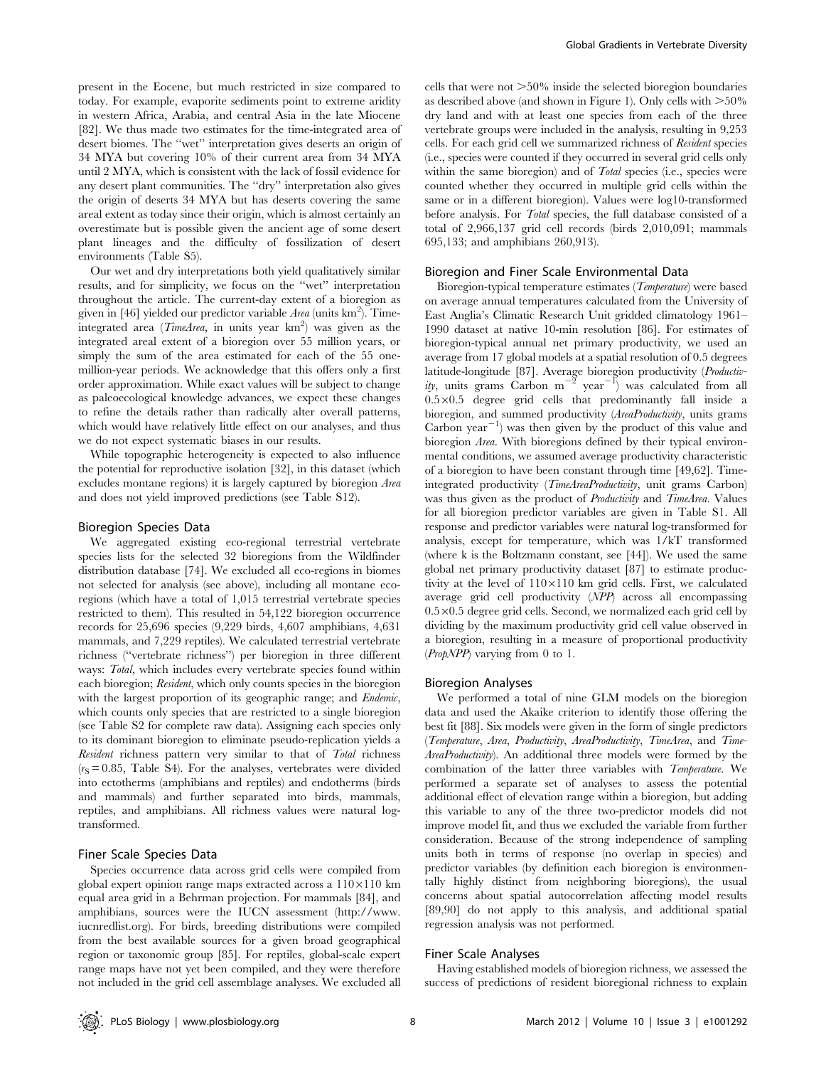present in the Eocene, but much restricted in size compared to today. For example, evaporite sediments point to extreme aridity in western Africa, Arabia, and central Asia in the late Miocene [82]. We thus made two estimates for the time-integrated area of desert biomes. The "wet" interpretation gives deserts an origin of 34 MYA but covering 10% of their current area from 34 MYA until 2 MYA, which is consistent with the lack of fossil evidence for any desert plant communities. The "dry" interpretation also gives the origin of deserts 34 MYA but has deserts covering the same areal extent as today since their origin, which is almost certainly an overestimate but is possible given the ancient age of some desert plant lineages and the difficulty of fossilization of desert environments (Table S5).

Our wet and dry interpretations both yield qualitatively similar results, and for simplicity, we focus on the "wet" interpretation throughout the article. The current-day extent of a bioregion as given in [46] yielded our predictor variable *Area* (units $km^2$). Time-integrated area (*TimeArea*, in units year $km^2$) was given as the integrated areal extent of a bioregion over 55 million years, or simply the sum of the area estimated for each of the 55 one-million-year periods. We acknowledge that this offers only a first order approximation. While exact values will be subject to change as paleoecological knowledge advances, we expect these changes to refine the details rather than radically alter overall patterns, which would have relatively little effect on our analyses, and thus we do not expect systematic biases in our results.

While topographic heterogeneity is expected to also influence the potential for reproductive isolation [32], in this dataset (which excludes montane regions) it is largely captured by bioregion *Area* and does not yield improved predictions (see Table S12).

### Bioregion Species Data

We aggregated existing eco-regional terrestrial vertebrate species lists for the selected 32 bioregions from the Wildfinder distribution database [74]. We excluded all eco-regions in biomes not selected for analysis (see above), including all montane eco-regions (which have a total of 1,015 terrestrial vertebrate species restricted to them). This resulted in 54,122 bioregion occurrence records for 25,696 species (9,229 birds, 4,607 amphibians, 4,631 mammals, and 7,229 reptiles). We calculated terrestrial vertebrate richness ("vertebrate richness") per bioregion in three different ways: *Total*, which includes every vertebrate species found within each bioregion; *Resident*, which only counts species in the bioregion with the largest proportion of its geographic range; and *Endemic*, which counts only species that are restricted to a single bioregion (see Table S2 for complete raw data). Assigning each species only to its dominant bioregion to eliminate pseudo-replication yields a *Resident* richness pattern very similar to that of *Total* richness ($r_S = 0.85$, Table S4). For the analyses, vertebrates were divided into ectotherms (amphibians and reptiles) and endotherms (birds and mammals) and further separated into birds, mammals, reptiles, and amphibians. All richness values were natural log-transformed.

### Finer Scale Species Data

Species occurrence data across grid cells were compiled from global expert opinion range maps extracted across a $110 \times 110$ km equal area grid in a Behrman projection. For mammals [84], and amphibians, sources were the IUCN assessment (http://www.iucnredlist.org). For birds, breeding distributions were compiled from the best available sources for a given broad geographical region or taxonomic group [85]. For reptiles, global-scale expert range maps have not yet been compiled, and they were therefore not included in the grid cell assemblage analyses. We excluded all cells that were not >50% inside the selected bioregion boundaries as described above (and shown in Figure 1). Only cells with >50% dry land and with at least one species from each of the three vertebrate groups were included in the analysis, resulting in 9,253 cells. For each grid cell we summarized richness of *Resident* species (i.e., species were counted if they occurred in several grid cells only within the same bioregion) and of *Total* species (i.e., species were counted whether they occurred in multiple grid cells within the same or in a different bioregion). Values were log10-transformed before analysis. For *Total* species, the full database consisted of a total of 2,966,137 grid cell records (birds 2,010,091; mammals 695,133; and amphibians 260,913).

### Bioregion and Finer Scale Environmental Data

Bioregion-typical temperature estimates (*Temperature*) were based on average annual temperatures calculated from the University of East Anglia's Climatic Research Unit gridded climatology 1961–1990 dataset at native 10-min resolution [86]. For estimates of bioregion-typical annual net primary productivity, we used an average from 17 global models at a spatial resolution of 0.5 degrees latitude-longitude [87]. Average bioregion productivity (*Productivity*, units grams Carbon $m^{-2}$ $year^{-1}$) was calculated from all $0.5 \times 0.5$ degree grid cells that predominantly fall inside a bioregion, and summed productivity (*AreaProductivity*, units grams Carbon $year^{-1}$) was then given by the product of this value and bioregion *Area*. With bioregions defined by their typical environmental conditions, we assumed average productivity characteristic of a bioregion to have been constant through time [49,62]. Time-integrated productivity (*TimeAreaProductivity*, unit grams Carbon) was thus given as the product of *Productivity* and *TimeArea*. Values for all bioregion predictor variables are given in Table S1. All response and predictor variables were natural log-transformed for analysis, except for temperature, which was 1/kT transformed (where k is the Boltzmann constant, see [44]). We used the same global net primary productivity dataset [87] to estimate productivity at the level of $110 \times 110$ km grid cells. First, we calculated average grid cell productivity (*NPP*) across all encompassing $0.5 \times 0.5$ degree grid cells. Second, we normalized each grid cell by dividing by the maximum productivity grid cell value observed in a bioregion, resulting in a measure of proportional productivity (*PropNPP*) varying from 0 to 1.

### Bioregion Analyses

We performed a total of nine GLM models on the bioregion data and used the Akaike criterion to identify those offering the best fit [88]. Six models were given in the form of single predictors (*Temperature*, *Area*, *Productivity*, *AreaProductivity*, *TimeArea*, and *TimeAreaProductivity*). An additional three models were formed by the combination of the latter three variables with *Temperature*. We performed a separate set of analyses to assess the potential additional effect of elevation range within a bioregion, but adding this variable to any of the three two-predictor models did not improve model fit, and thus we excluded the variable from further consideration. Because of the strong independence of sampling units both in terms of response (no overlap in species) and predictor variables (by definition each bioregion is environmentally highly distinct from neighboring bioregions), the usual concerns about spatial autocorrelation affecting model results [89,90] do not apply to this analysis, and additional spatial regression analysis was not performed.

### Finer Scale Analyses

Having established models of bioregion richness, we assessed the success of predictions of resident bioregional richness to explain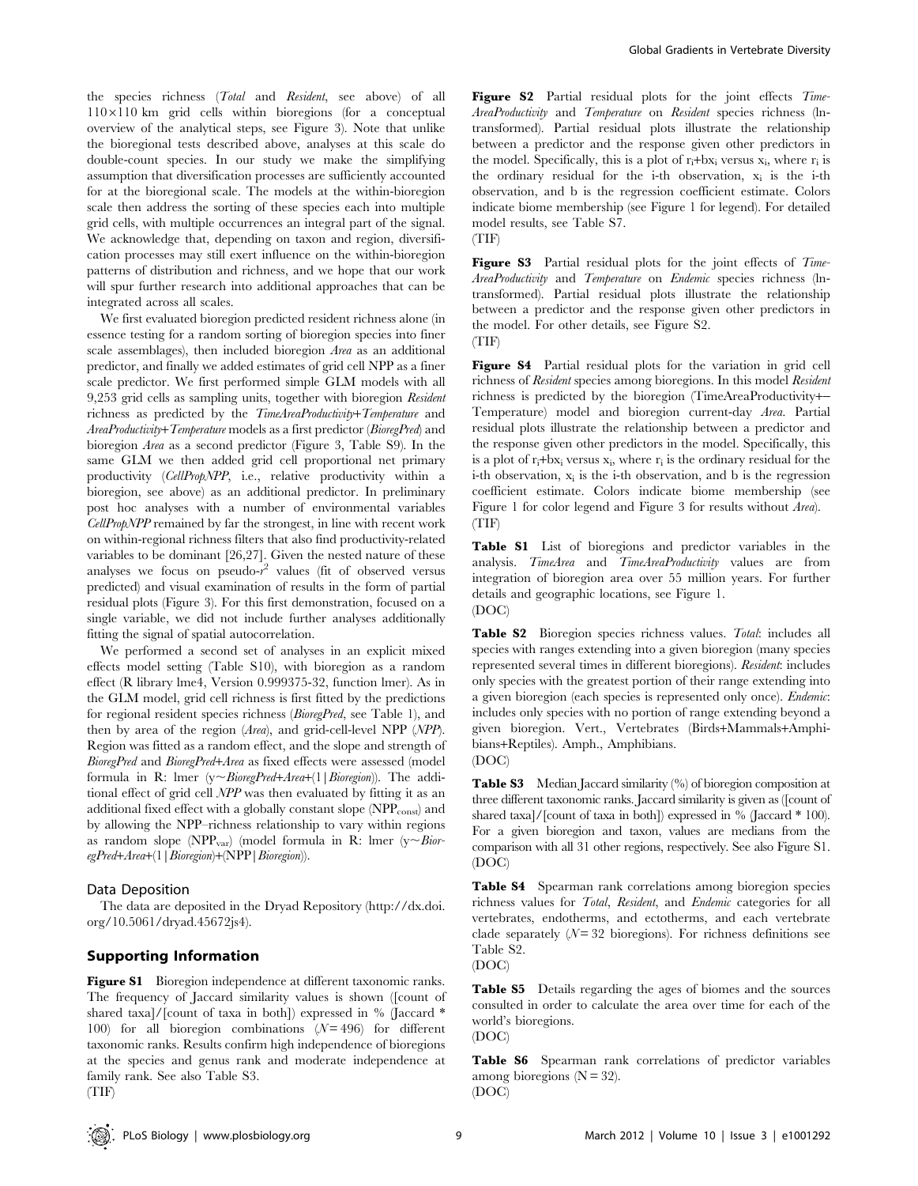the species richness (*Total* and *Resident*, see above) of all $110 \times 110$ km grid cells within bioregions (for a conceptual overview of the analytical steps, see Figure 3). Note that unlike the bioregional tests described above, analyses at this scale do double-count species. In our study we make the simplifying assumption that diversification processes are sufficiently accounted for at the bioregional scale. The models at the within-bioregion scale then address the sorting of these species each into multiple grid cells, with multiple occurrences an integral part of the signal. We acknowledge that, depending on taxon and region, diversification processes may still exert influence on the within-bioregion patterns of distribution and richness, and we hope that our work will spur further research into additional approaches that can be integrated across all scales.

We first evaluated bioregion predicted resident richness alone (in essence testing for a random sorting of bioregion species into finer scale assemblages), then included bioregion *Area* as an additional predictor, and finally we added estimates of grid cell NPP as a finer scale predictor. We first performed simple GLM models with all 9,253 grid cells as sampling units, together with bioregion *Resident* richness as predicted by the *TimeAreaProductivity+Temperature* and *AreaProductivity+Temperature* models as a first predictor (*BioregPred*) and bioregion *Area* as a second predictor (Figure 3, Table S9). In the same GLM we then added grid cell proportional net primary productivity (*CellPropNPP*, i.e., relative productivity within a bioregion, see above) as an additional predictor. In preliminary post hoc analyses with a number of environmental variables *CellPropNPP* remained by far the strongest, in line with recent work on within-regional richness filters that also find productivity-related variables to be dominant [26,27]. Given the nested nature of these analyses we focus on pseudo-$r^2$ values (fit of observed versus predicted) and visual examination of results in the form of partial residual plots (Figure 3). For this first demonstration, focused on a single variable, we did not include further analyses additionally fitting the signal of spatial autocorrelation.

We performed a second set of analyses in an explicit mixed effects model setting (Table S10), with bioregion as a random effect (R library lme4, Version 0.999375-32, function lmer). As in the GLM model, grid cell richness is first fitted by the predictions for regional resident species richness (*BioregPred*, see Table 1), and then by area of the region (*Area*), and grid-cell-level NPP (*NPP*). Region was fitted as a random effect, and the slope and strength of *BioregPred* and *BioregPred+Area* as fixed effects were assessed (model formula in R: lmer (y~*BioregPred+Area*+(1|*Bioregion*)). The additional effect of grid cell *NPP* was then evaluated by fitting it as an additional fixed effect with a globally constant slope ($NPP_{const}$) and by allowing the NPP–richness relationship to vary within regions as random slope ($NPP_{var}$) (model formula in R: lmer (y~*BioregPred+Area*+(1|*Bioregion*)+(NPP|*Bioregion*)).

### Data Deposition

The data are deposited in the Dryad Repository (http://dx.doi.org/10.5061/dryad.45672js4).

## Supporting Information

**Figure S1** Bioregion independence at different taxonomic ranks. The frequency of Jaccard similarity values is shown ([count of shared taxa]/[count of taxa in both]) expressed in % (Jaccard * 100) for all bioregion combinations ($N = 496$) for different taxonomic ranks. Results confirm high independence of bioregions at the species and genus rank and moderate independence at family rank. See also Table S3.
(TIF)

**Figure S2** Partial residual plots for the joint effects *TimeAreaProductivity* and *Temperature* on *Resident* species richness (ln-transformed). Partial residual plots illustrate the relationship between a predictor and the response given other predictors in the model. Specifically, this is a plot of $r_i + bx_i$ versus $x_i$, where $r_i$ is the ordinary residual for the i-th observation, $x_i$ is the i-th observation, and b is the regression coefficient estimate. Colors indicate biome membership (see Figure 1 for legend). For detailed model results, see Table S7.
(TIF)

**Figure S3** Partial residual plots for the joint effects of *TimeAreaProductivity* and *Temperature* on *Endemic* species richness (ln-transformed). Partial residual plots illustrate the relationship between a predictor and the response given other predictors in the model. For other details, see Figure S2.
(TIF)

**Figure S4** Partial residual plots for the variation in grid cell richness of *Resident* species among bioregions. In this model *Resident* richness is predicted by the bioregion (TimeAreaProductivity+–Temperature) model and bioregion current-day *Area*. Partial residual plots illustrate the relationship between a predictor and the response given other predictors in the model. Specifically, this is a plot of $r_i + bx_i$ versus $x_i$, where $r_i$ is the ordinary residual for the i-th observation, $x_i$ is the i-th observation, and b is the regression coefficient estimate. Colors indicate biome membership (see Figure 1 for color legend and Figure 3 for results without *Area*).
(TIF)

**Table S1** List of bioregions and predictor variables in the analysis. *TimeArea* and *TimeAreaProductivity* values are from integration of bioregion area over 55 million years. For further details and geographic locations, see Figure 1.
(DOC)

**Table S2** Bioregion species richness values. *Total*: includes all species with ranges extending into a given bioregion (many species represented several times in different bioregions). *Resident*: includes only species with the greatest portion of their range extending into a given bioregion (each species is represented only once). *Endemic*: includes only species with no portion of range extending beyond a given bioregion. Vert., Vertebrates (Birds+Mammals+Amphibians+Reptiles). Amph., Amphibians.
(DOC)

**Table S3** Median Jaccard similarity (%) of bioregion composition at three different taxonomic ranks. Jaccard similarity is given as ([count of shared taxa]/[count of taxa in both]) expressed in % (Jaccard * 100). For a given bioregion and taxon, values are medians from the comparison with all 31 other regions, respectively. See also Figure S1.
(DOC)

**Table S4** Spearman rank correlations among bioregion species richness values for *Total*, *Resident*, and *Endemic* categories for all vertebrates, endotherms, and ectotherms, and each vertebrate clade separately ($N = 32$ bioregions). For richness definitions see Table S2.
(DOC)

**Table S5** Details regarding the ages of biomes and the sources consulted in order to calculate the area over time for each of the world's bioregions.
(DOC)

**Table S6** Spearman rank correlations of predictor variables among bioregions ($N = 32$).
(DOC)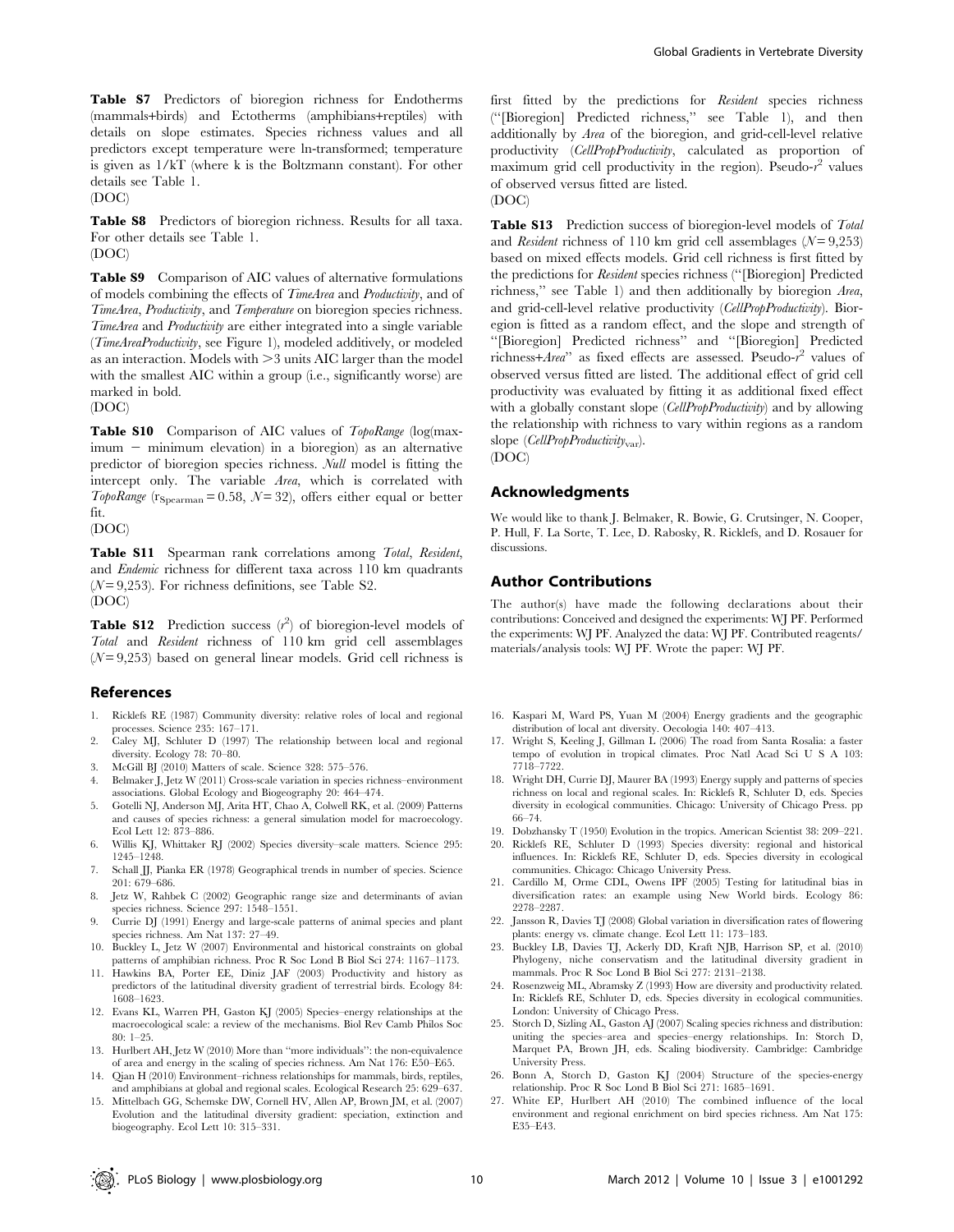**Table S7** Predictors of bioregion richness for Endotherms (mammals+birds) and Ectotherms (amphibians+reptiles) with details on slope estimates. Species richness values and all predictors except temperature were ln-transformed; temperature is given as 1/kT (where k is the Boltzmann constant). For other details see Table 1.
(DOC)

**Table S8** Predictors of bioregion richness. Results for all taxa. For other details see Table 1.
(DOC)

**Table S9** Comparison of AIC values of alternative formulations of models combining the effects of *TimeArea* and *Productivity*, and of *TimeArea*, *Productivity*, and *Temperature* on bioregion species richness. *TimeArea* and *Productivity* are either integrated into a single variable (*TimeAreaProductivity*, see Figure 1), modeled additively, or modeled as an interaction. Models with >3 units AIC larger than the model with the smallest AIC within a group (i.e., significantly worse) are marked in bold.
(DOC)

**Table S10** Comparison of AIC values of *TopoRange* (log(maximum − minimum elevation) in a bioregion) as an alternative predictor of bioregion species richness. *Null* model is fitting the intercept only. The variable *Area*, which is correlated with *TopoRange* ($r_{Spearman} = 0.58$, $N = 32$), offers either equal or better fit.
(DOC)

**Table S11** Spearman rank correlations among *Total*, *Resident*, and *Endemic* richness for different taxa across 110 km quadrants ($N = 9{,}253$). For richness definitions, see Table S2.
(DOC)

**Table S12** Prediction success ($r^2$) of bioregion-level models of *Total* and *Resident* richness of 110 km grid cell assemblages ($N = 9{,}253$) based on general linear models. Grid cell richness is first fitted by the predictions for *Resident* species richness ("[Bioregion] Predicted richness," see Table 1), and then additionally by *Area* of the bioregion, and grid-cell-level relative productivity (*CellPropProductivity*, calculated as proportion of maximum grid cell productivity in the region). Pseudo-$r^2$ values of observed versus fitted are listed.
(DOC)

**Table S13** Prediction success of bioregion-level models of *Total* and *Resident* richness of 110 km grid cell assemblages ($N = 9{,}253$) based on mixed effects models. Grid cell richness is first fitted by the predictions for *Resident* species richness ("[Bioregion] Predicted richness," see Table 1) and then additionally by bioregion *Area*, and grid-cell-level relative productivity (*CellPropProductivity*). Bioregion is fitted as a random effect, and the slope and strength of "[Bioregion] Predicted richness" and "[Bioregion] Predicted richness+*Area*" as fixed effects are assessed. Pseudo-$r^2$ values of observed versus fitted are listed. The additional effect of grid cell productivity was evaluated by fitting it as additional fixed effect with a globally constant slope (*CellPropProductivity*) and by allowing the relationship with richness to vary within regions as a random slope ($CellPropProductivity_{var}$).
(DOC)

## Acknowledgments

We would like to thank J. Belmaker, R. Bowie, G. Crutsinger, N. Cooper, P. Hull, F. La Sorte, T. Lee, D. Rabosky, R. Ricklefs, and D. Rosauer for discussions.

## Author Contributions

The author(s) have made the following declarations about their contributions: Conceived and designed the experiments: WJ PF. Performed the experiments: WJ PF. Analyzed the data: WJ PF. Contributed reagents/materials/analysis tools: WJ PF. Wrote the paper: WJ PF.

## References

1. Ricklefs RE (1987) Community diversity: relative roles of local and regional processes. Science 235: 167–171.
2. Caley MJ, Schluter D (1997) The relationship between local and regional diversity. Ecology 78: 70–80.
3. McGill BJ (2010) Matters of scale. Science 328: 575–576.
4. Belmaker J, Jetz W (2011) Cross-scale variation in species richness–environment associations. Global Ecology and Biogeography 20: 464–474.
5. Gotelli NJ, Anderson MJ, Arita HT, Chao A, Colwell RK, et al. (2009) Patterns and causes of species richness: a general simulation model for macroecology. Ecol Lett 12: 873–886.
6. Willis KJ, Whittaker RJ (2002) Species diversity–scale matters. Science 295: 1245–1248.
7. Schall JJ, Pianka ER (1978) Geographical trends in number of species. Science 201: 679–686.
8. Jetz W, Rahbek C (2002) Geographic range size and determinants of avian species richness. Science 297: 1548–1551.
9. Currie DJ (1991) Energy and large-scale patterns of animal species and plant species richness. Am Nat 137: 27–49.
10. Buckley L, Jetz W (2007) Environmental and historical constraints on global patterns of amphibian richness. Proc R Soc Lond B Biol Sci 274: 1167–1173.
11. Hawkins BA, Porter EE, Diniz JAF (2003) Productivity and history as predictors of the latitudinal diversity gradient of terrestrial birds. Ecology 84: 1608–1623.
12. Evans KL, Warren PH, Gaston KJ (2005) Species–energy relationships at the macroecological scale: a review of the mechanisms. Biol Rev Camb Philos Soc 80: 1–25.
13. Hurlbert AH, Jetz W (2010) More than "more individuals": the non-equivalence of area and energy in the scaling of species richness. Am Nat 176: E50–E65.
14. Qian H (2010) Environment–richness relationships for mammals, birds, reptiles, and amphibians at global and regional scales. Ecological Research 25: 629–637.
15. Mittelbach GG, Schemske DW, Cornell HV, Allen AP, Brown JM, et al. (2007) Evolution and the latitudinal diversity gradient: speciation, extinction and biogeography. Ecol Lett 10: 315–331.
16. Kaspari M, Ward PS, Yuan M (2004) Energy gradients and the geographic distribution of local ant diversity. Oecologia 140: 407–413.
17. Wright S, Keeling J, Gillman L (2006) The road from Santa Rosalia: a faster tempo of evolution in tropical climates. Proc Natl Acad Sci U S A 103: 7718–7722.
18. Wright DH, Currie DJ, Maurer BA (1993) Energy supply and patterns of species richness on local and regional scales. In: Ricklefs R, Schluter D, eds. Species diversity in ecological communities. Chicago: University of Chicago Press. pp 66–74.
19. Dobzhansky T (1950) Evolution in the tropics. American Scientist 38: 209–221.
20. Ricklefs RE, Schluter D (1993) Species diversity: regional and historical influences. In: Ricklefs RE, Schluter D, eds. Species diversity in ecological communities. Chicago: Chicago University Press.
21. Cardillo M, Orme CDL, Owens IPF (2005) Testing for latitudinal bias in diversification rates: an example using New World birds. Ecology 86: 2278–2287.
22. Jansson R, Davies TJ (2008) Global variation in diversification rates of flowering plants: energy vs. climate change. Ecol Lett 11: 173–183.
23. Buckley LB, Davies TJ, Ackerly DD, Kraft NJB, Harrison SP, et al. (2010) Phylogeny, niche conservatism and the latitudinal diversity gradient in mammals. Proc R Soc Lond B Biol Sci 277: 2131–2138.
24. Rosenzweig ML, Abramsky Z (1993) How are diversity and productivity related. In: Ricklefs RE, Schluter D, eds. Species diversity in ecological communities. London: University of Chicago Press.
25. Storch D, Sizling AL, Gaston AJ (2007) Scaling species richness and distribution: uniting the species–area and species–energy relationships. In: Storch D, Marquet PA, Brown JH, eds. Scaling biodiversity. Cambridge: Cambridge University Press.
26. Bonn A, Storch D, Gaston KJ (2004) Structure of the species-energy relationship. Proc R Soc Lond B Biol Sci 271: 1685–1691.
27. White EP, Hurlbert AH (2010) The combined influence of the local environment and regional enrichment on bird species richness. Am Nat 175: E35–E43.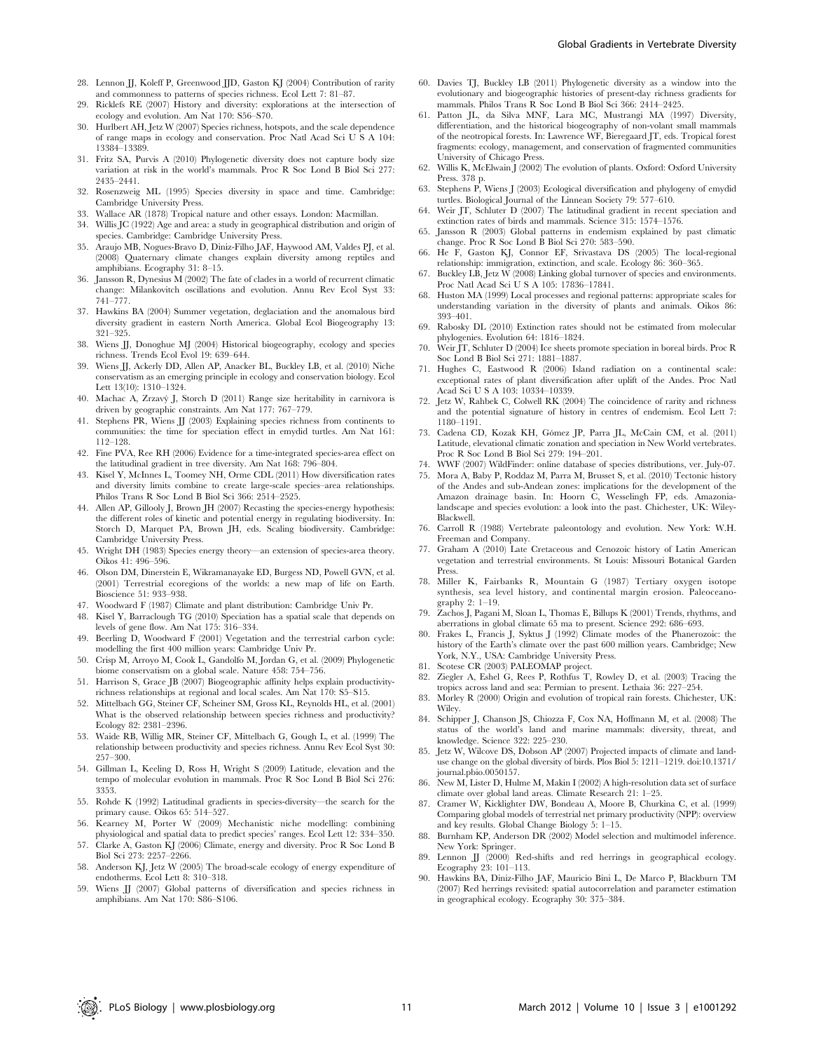28. Lennon JJ, Koleff P, Greenwood JJD, Gaston KJ (2004) Contribution of rarity and commonness to patterns of species richness. Ecol Lett 7: 81–87.
29. Ricklefs RE (2007) History and diversity: explorations at the intersection of ecology and evolution. Am Nat 170: S56–S70.
30. Hurlbert AH, Jetz W (2007) Species richness, hotspots, and the scale dependence of range maps in ecology and conservation. Proc Natl Acad Sci U S A 104: 13384–13389.
31. Fritz SA, Purvis A (2010) Phylogenetic diversity does not capture body size variation at risk in the world's mammals. Proc R Soc Lond B Biol Sci 277: 2435–2441.
32. Rosenzweig ML (1995) Species diversity in space and time. Cambridge: Cambridge University Press.
33. Wallace AR (1878) Tropical nature and other essays. London: Macmillan.
34. Willis JC (1922) Age and area: a study in geographical distribution and origin of species. Cambridge: Cambridge University Press.
35. Araujo MB, Nogues-Bravo D, Diniz-Filho JAF, Haywood AM, Valdes PJ, et al. (2008) Quaternary climate changes explain diversity among reptiles and amphibians. Ecography 31: 8–15.
36. Jansson R, Dynesius M (2002) The fate of clades in a world of recurrent climatic change: Milankovitch oscillations and evolution. Annu Rev Ecol Syst 33: 741–777.
37. Hawkins BA (2004) Summer vegetation, deglaciation and the anomalous bird diversity gradient in eastern North America. Global Ecol Biogeography 13: 321–325.
38. Wiens JJ, Donoghue MJ (2004) Historical biogeography, ecology and species richness. Trends Ecol Evol 19: 639–644.
39. Wiens JJ, Ackerly DD, Allen AP, Anacker BL, Buckley LB, et al. (2010) Niche conservatism as an emerging principle in ecology and conservation biology. Ecol Lett 13(10): 1310–1324.
40. Machac A, Zrzavý J, Storch D (2011) Range size heritability in carnivora is driven by geographic constraints. Am Nat 177: 767–779.
41. Stephens PR, Wiens JJ (2003) Explaining species richness from continents to communities: the time for speciation effect in emydid turtles. Am Nat 161: 112–128.
42. Fine PVA, Ree RH (2006) Evidence for a time-integrated species-area effect on the latitudinal gradient in tree diversity. Am Nat 168: 796–804.
43. Kisel Y, McInnes L, Toomey NH, Orme CDL (2011) How diversification rates and diversity limits combine to create large-scale species–area relationships. Philos Trans R Soc Lond B Biol Sci 366: 2514–2525.
44. Allen AP, Gillooly J, Brown JH (2007) Recasting the species-energy hypothesis: the different roles of kinetic and potential energy in regulating biodiversity. In: Storch D, Marquet PA, Brown JH, eds. Scaling biodiversity. Cambridge: Cambridge University Press.
45. Wright DH (1983) Species energy theory—an extension of species-area theory. Oikos 41: 496–596.
46. Olson DM, Dinerstein E, Wikramanayake ED, Burgess ND, Powell GVN, et al. (2001) Terrestrial ecoregions of the worlds: a new map of life on Earth. Bioscience 51: 933–938.
47. Woodward F (1987) Climate and plant distribution: Cambridge Univ Pr.
48. Kisel Y, Barraclough TG (2010) Speciation has a spatial scale that depends on levels of gene flow. Am Nat 175: 316–334.
49. Beerling D, Woodward F (2001) Vegetation and the terrestrial carbon cycle: modelling the first 400 million years: Cambridge Univ Pr.
50. Crisp M, Arroyo M, Cook L, Gandolfo M, Jordan G, et al. (2009) Phylogenetic biome conservatism on a global scale. Nature 458: 754–756.
51. Harrison S, Grace JB (2007) Biogeographic affinity helps explain productivity-richness relationships at regional and local scales. Am Nat 170: S5–S15.
52. Mittelbach GG, Steiner CF, Scheiner SM, Gross KL, Reynolds HL, et al. (2001) What is the observed relationship between species richness and productivity? Ecology 82: 2381–2396.
53. Waide RB, Willig MR, Steiner CF, Mittelbach G, Gough L, et al. (1999) The relationship between productivity and species richness. Annu Rev Ecol Syst 30: 257–300.
54. Gillman L, Keeling D, Ross H, Wright S (2009) Latitude, elevation and the tempo of molecular evolution in mammals. Proc R Soc Lond B Biol Sci 276: 3353.
55. Rohde K (1992) Latitudinal gradients in species-diversity—the search for the primary cause. Oikos 65: 514–527.
56. Kearney M, Porter W (2009) Mechanistic niche modelling: combining physiological and spatial data to predict species' ranges. Ecol Lett 12: 334–350.
57. Clarke A, Gaston KJ (2006) Climate, energy and diversity. Proc R Soc Lond B Biol Sci 273: 2257–2266.
58. Anderson KJ, Jetz W (2005) The broad-scale ecology of energy expenditure of endotherms. Ecol Lett 8: 310–318.
59. Wiens JJ (2007) Global patterns of diversification and species richness in amphibians. Am Nat 170: S86–S106.
60. Davies TJ, Buckley LB (2011) Phylogenetic diversity as a window into the evolutionary and biogeographic histories of present-day richness gradients for mammals. Philos Trans R Soc Lond B Biol Sci 366: 2414–2425.
61. Patton JL, da Silva MNF, Lara MC, Mustrangi MA (1997) Diversity, differentiation, and the historical biogeography of non-volant small mammals of the neotropical forests. In: Lawrence WF, Bieregaard JT, eds. Tropical forest fragments: ecology, management, and conservation of fragmented communities University of Chicago Press.
62. Willis K, McElwain J (2002) The evolution of plants. Oxford: Oxford University Press. 378 p.
63. Stephens P, Wiens J (2003) Ecological diversification and phylogeny of emydid turtles. Biological Journal of the Linnean Society 79: 577–610.
64. Weir JT, Schluter D (2007) The latitudinal gradient in recent speciation and extinction rates of birds and mammals. Science 315: 1574–1576.
65. Jansson R (2003) Global patterns in endemism explained by past climatic change. Proc R Soc Lond B Biol Sci 270: 583–590.
66. He F, Gaston KJ, Connor EF, Srivastava DS (2005) The local-regional relationship: immigration, extinction, and scale. Ecology 86: 360–365.
67. Buckley LB, Jetz W (2008) Linking global turnover of species and environments. Proc Natl Acad Sci U S A 105: 17836–17841.
68. Huston MA (1999) Local processes and regional patterns: appropriate scales for understanding variation in the diversity of plants and animals. Oikos 86: 393–401.
69. Rabosky DL (2010) Extinction rates should not be estimated from molecular phylogenies. Evolution 64: 1816–1824.
70. Weir JT, Schluter D (2004) Ice sheets promote speciation in boreal birds. Proc R Soc Lond B Biol Sci 271: 1881–1887.
71. Hughes C, Eastwood R (2006) Island radiation on a continental scale: exceptional rates of plant diversification after uplift of the Andes. Proc Natl Acad Sci U S A 103: 10334–10339.
72. Jetz W, Rahbek C, Colwell RK (2004) The coincidence of rarity and richness and the potential signature of history in centres of endemism. Ecol Lett 7: 1180–1191.
73. Cadena CD, Kozak KH, Gómez JP, Parra JL, McCain CM, et al. (2011) Latitude, elevational climatic zonation and speciation in New World vertebrates. Proc R Soc Lond B Biol Sci 279: 194–201.
74. WWF (2007) WildFinder: online database of species distributions, ver. July-07.
75. Mora A, Baby P, Roddaz M, Parra M, Brusset S, et al. (2010) Tectonic history of the Andes and sub-Andean zones: implications for the development of the Amazon drainage basin. In: Hoorn C, Wesselingh FP, eds. Amazonia-landscape and species evolution: a look into the past. Chichester, UK: Wiley-Blackwell.
76. Carroll R (1988) Vertebrate paleontology and evolution. New York: W.H. Freeman and Company.
77. Graham A (2010) Late Cretaceous and Cenozoic history of Latin American vegetation and terrestrial environments. St Louis: Missouri Botanical Garden Press.
78. Miller K, Fairbanks R, Mountain G (1987) Tertiary oxygen isotope synthesis, sea level history, and continental margin erosion. Paleoceanography 2: 1–19.
79. Zachos J, Pagani M, Sloan L, Thomas E, Billups K (2001) Trends, rhythms, and aberrations in global climate 65 ma to present. Science 292: 686–693.
80. Frakes L, Francis J, Syktus J (1992) Climate modes of the Phanerozoic: the history of the Earth's climate over the past 600 million years. Cambridge; New York, N.Y., USA: Cambridge University Press.
81. Scotese CR (2003) PALEOMAP project.
82. Ziegler A, Eshel G, Rees P, Rothfus T, Rowley D, et al. (2003) Tracing the tropics across land and sea: Permian to present. Lethaia 36: 227–254.
83. Morley R (2000) Origin and evolution of tropical rain forests. Chichester, UK: Wiley.
84. Schipper J, Chanson JS, Chiozza F, Cox NA, Hoffmann M, et al. (2008) The status of the world's land and marine mammals: diversity, threat, and knowledge. Science 322: 225–230.
85. Jetz W, Wilcove DS, Dobson AP (2007) Projected impacts of climate and land-use change on the global diversity of birds. Plos Biol 5: 1211–1219. doi:10.1371/journal.pbio.0050157.
86. New M, Lister D, Hulme M, Makin I (2002) A high-resolution data set of surface climate over global land areas. Climate Research 21: 1–25.
87. Cramer W, Kicklighter DW, Bondeau A, Moore B, Churkina C, et al. (1999) Comparing global models of terrestrial net primary productivity (NPP): overview and key results. Global Change Biology 5: 1–15.
88. Burnham KP, Anderson DR (2002) Model selection and multimodel inference. New York: Springer.
89. Lennon JJ (2000) Red-shifts and red herrings in geographical ecology. Ecography 23: 101–113.
90. Hawkins BA, Diniz-Filho JAF, Mauricio Bini L, De Marco P, Blackburn TM (2007) Red herrings revisited: spatial autocorrelation and parameter estimation in geographical ecology. Ecography 30: 375–384.